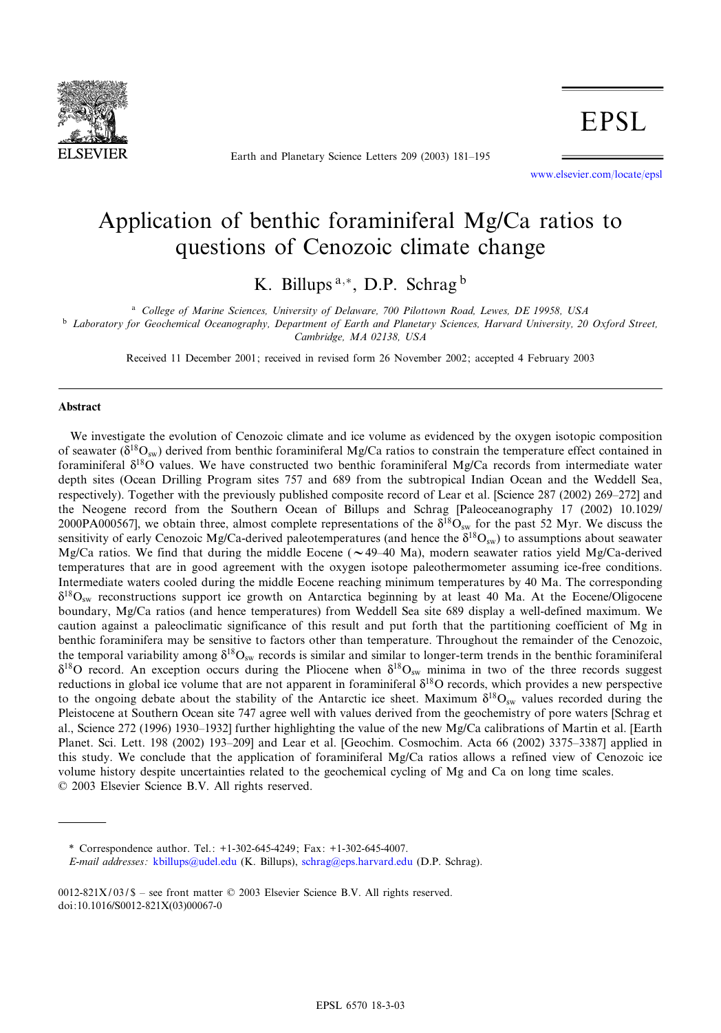# Application of benthic foraminiferal Mg/Ca ratios to questions of Cenozoic climate change

K. Billups [a,*], D.P. Schrag [b]

[a] College of Marine Sciences, University of Delaware, 700 Pilottown Road, Lewes, DE 19958, USA

[b] Laboratory for Geochemical Oceanography, Department of Earth and Planetary Sciences, Harvard University, 20 Oxford Street, Cambridge, MA 02138, USA

Received 11 December 2001; received in revised form 26 November 2002; accepted 4 February 2003

## Abstract

We investigate the evolution of Cenozoic climate and ice volume as evidenced by the oxygen isotopic composition of seawater ($\delta^{18}O_{sw}$) derived from benthic foraminiferal Mg/Ca ratios to constrain the temperature effect contained in foraminiferal $\delta^{18}O$ values. We have constructed two benthic foraminiferal Mg/Ca records from intermediate water depth sites (Ocean Drilling Program sites 757 and 689 from the subtropical Indian Ocean and the Weddell Sea, respectively). Together with the previously published composite record of Lear et al. [Science 287 (2002) 269–272] and the Neogene record from the Southern Ocean of Billups and Schrag [Paleoceanography 17 (2002) 10.1029/2000PA000567], we obtain three, almost complete representations of the $\delta^{18}O_{sw}$ for the past 52 Myr. We discuss the sensitivity of early Cenozoic Mg/Ca-derived paleotemperatures (and hence the $\delta^{18}O_{sw}$) to assumptions about seawater Mg/Ca ratios. We find that during the middle Eocene ($\sim$49–40 Ma), modern seawater ratios yield Mg/Ca-derived temperatures that are in good agreement with the oxygen isotope paleothermometer assuming ice-free conditions. Intermediate waters cooled during the middle Eocene reaching minimum temperatures by 40 Ma. The corresponding $\delta^{18}O_{sw}$ reconstructions support ice growth on Antarctica beginning by at least 40 Ma. At the Eocene/Oligocene boundary, Mg/Ca ratios (and hence temperatures) from Weddell Sea site 689 display a well-defined maximum. We caution against a paleoclimatic significance of this result and put forth that the partitioning coefficient of Mg in benthic foraminifera may be sensitive to factors other than temperature. Throughout the remainder of the Cenozoic, the temporal variability among $\delta^{18}O_{sw}$ records is similar and similar to longer-term trends in the benthic foraminiferal $\delta^{18}O$ record. An exception occurs during the Pliocene when $\delta^{18}O_{sw}$ minima in two of the three records suggest reductions in global ice volume that are not apparent in foraminiferal $\delta^{18}O$ records, which provides a new perspective to the ongoing debate about the stability of the Antarctic ice sheet. Maximum $\delta^{18}O_{sw}$ values recorded during the Pleistocene at Southern Ocean site 747 agree well with values derived from the geochemistry of pore waters [Schrag et al., Science 272 (1996) 1930–1932] further highlighting the value of the new Mg/Ca calibrations of Martin et al. [Earth Planet. Sci. Lett. 198 (2002) 193–209] and Lear et al. [Geochim. Cosmochim. Acta 66 (2002) 3375–3387] applied in this study. We conclude that the application of foraminiferal Mg/Ca ratios allows a refined view of Cenozoic ice volume history despite uncertainties related to the geochemical cycling of Mg and Ca on long time scales.

© 2003 Elsevier Science B.V. All rights reserved.

---

\* Correspondence author. Tel.: +1-302-645-4249; Fax: +1-302-645-4007.
*E-mail addresses:* kbillups@udel.edu (K. Billups), schrag@eps.harvard.edu (D.P. Schrag).

0012-821X/03/$ – see front matter © 2003 Elsevier Science B.V. All rights reserved.
doi:10.1016/S0012-821X(03)00067-0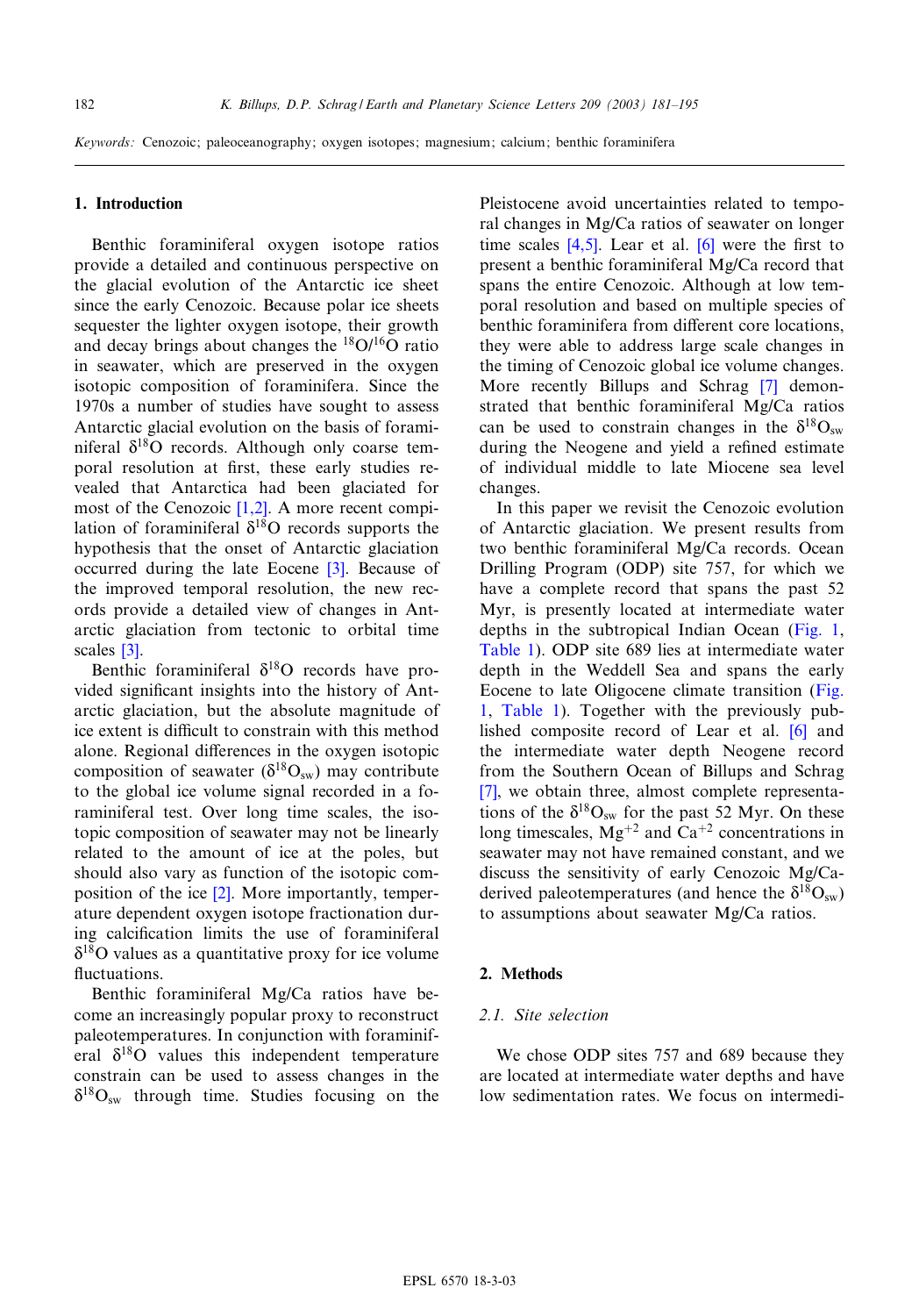*Keywords:* Cenozoic; paleoceanography; oxygen isotopes; magnesium; calcium; benthic foraminifera

## 1. Introduction

Benthic foraminiferal oxygen isotope ratios provide a detailed and continuous perspective on the glacial evolution of the Antarctic ice sheet since the early Cenozoic. Because polar ice sheets sequester the lighter oxygen isotope, their growth and decay brings about changes the $^{18}O/^{16}O$ ratio in seawater, which are preserved in the oxygen isotopic composition of foraminifera. Since the 1970s a number of studies have sought to assess Antarctic glacial evolution on the basis of foraminiferal $\delta^{18}O$ records. Although only coarse temporal resolution at first, these early studies revealed that Antarctica had been glaciated for most of the Cenozoic [1,2]. A more recent compilation of foraminiferal $\delta^{18}O$ records supports the hypothesis that the onset of Antarctic glaciation occurred during the late Eocene [3]. Because of the improved temporal resolution, the new records provide a detailed view of changes in Antarctic glaciation from tectonic to orbital time scales [3].

Benthic foraminiferal $\delta^{18}O$ records have provided significant insights into the history of Antarctic glaciation, but the absolute magnitude of ice extent is difficult to constrain with this method alone. Regional differences in the oxygen isotopic composition of seawater ($\delta^{18}O_{sw}$) may contribute to the global ice volume signal recorded in a foraminiferal test. Over long time scales, the isotopic composition of seawater may not be linearly related to the amount of ice at the poles, but should also vary as function of the isotopic composition of the ice [2]. More importantly, temperature dependent oxygen isotope fractionation during calcification limits the use of foraminiferal $\delta^{18}O$ values as a quantitative proxy for ice volume fluctuations.

Benthic foraminiferal Mg/Ca ratios have become an increasingly popular proxy to reconstruct paleotemperatures. In conjunction with foraminiferal $\delta^{18}O$ values this independent temperature constrain can be used to assess changes in the $\delta^{18}O_{sw}$ through time. Studies focusing on the Pleistocene avoid uncertainties related to temporal changes in Mg/Ca ratios of seawater on longer time scales [4,5]. Lear et al. [6] were the first to present a benthic foraminiferal Mg/Ca record that spans the entire Cenozoic. Although at low temporal resolution and based on multiple species of benthic foraminifera from different core locations, they were able to address large scale changes in the timing of Cenozoic global ice volume changes. More recently Billups and Schrag [7] demonstrated that benthic foraminiferal Mg/Ca ratios can be used to constrain changes in the $\delta^{18}O_{sw}$ during the Neogene and yield a refined estimate of individual middle to late Miocene sea level changes.

In this paper we revisit the Cenozoic evolution of Antarctic glaciation. We present results from two benthic foraminiferal Mg/Ca records. Ocean Drilling Program (ODP) site 757, for which we have a complete record that spans the past 52 Myr, is presently located at intermediate water depths in the subtropical Indian Ocean (Fig. 1, Table 1). ODP site 689 lies at intermediate water depth in the Weddell Sea and spans the early Eocene to late Oligocene climate transition (Fig. 1, Table 1). Together with the previously published composite record of Lear et al. [6] and the intermediate water depth Neogene record from the Southern Ocean of Billups and Schrag [7], we obtain three, almost complete representations of the $\delta^{18}O_{sw}$ for the past 52 Myr. On these long timescales, $Mg^{+2}$ and $Ca^{+2}$ concentrations in seawater may not have remained constant, and we discuss the sensitivity of early Cenozoic Mg/Ca-derived paleotemperatures (and hence the $\delta^{18}O_{sw}$) to assumptions about seawater Mg/Ca ratios.

## 2. Methods

### 2.1. Site selection

We chose ODP sites 757 and 689 because they are located at intermediate water depths and have low sedimentation rates. We focus on intermedi-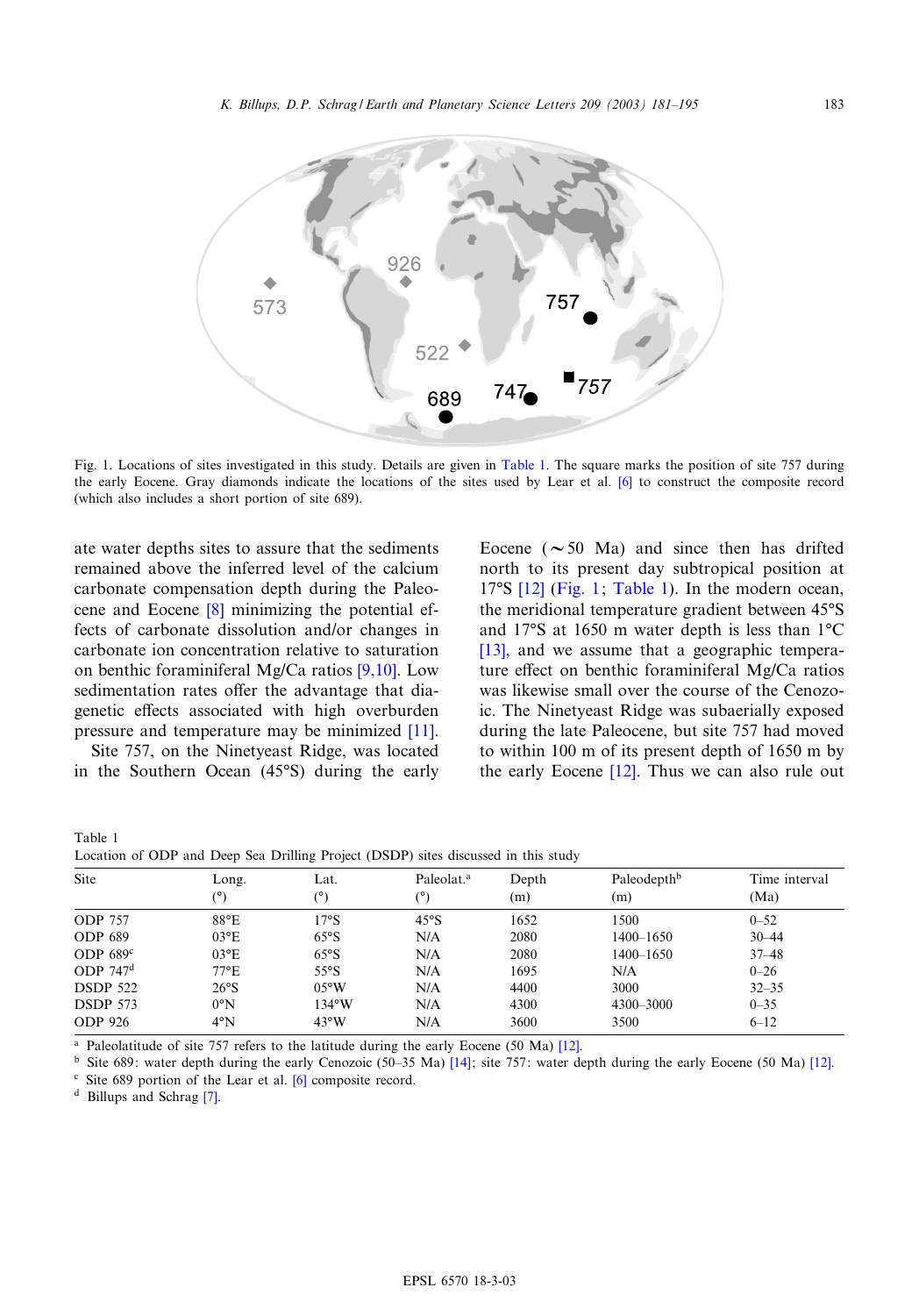Fig. 1. Locations of sites investigated in this study. Details are given in Table 1. The square marks the position of site 757 during the early Eocene. Gray diamonds indicate the locations of the sites used by Lear et al. [6] to construct the composite record (which also includes a short portion of site 689).

ate water depths sites to assure that the sediments remained above the inferred level of the calcium carbonate compensation depth during the Paleocene and Eocene [8] minimizing the potential effects of carbonate dissolution and/or changes in carbonate ion concentration relative to saturation on benthic foraminiferal Mg/Ca ratios [9,10]. Low sedimentation rates offer the advantage that diagenetic effects associated with high overburden pressure and temperature may be minimized [11].

Site 757, on the Ninetyeast Ridge, was located in the Southern Ocean (45°S) during the early Eocene (∼50 Ma) and since then has drifted north to its present day subtropical position at 17°S [12] (Fig. 1; Table 1). In the modern ocean, the meridional temperature gradient between 45°S and 17°S at 1650 m water depth is less than 1°C [13], and we assume that a geographic temperature effect on benthic foraminiferal Mg/Ca ratios was likewise small over the course of the Cenozoic. The Ninetyeast Ridge was subaerially exposed during the late Paleocene, but site 757 had moved to within 100 m of its present depth of 1650 m by the early Eocene [12]. Thus we can also rule out

Table 1
Location of ODP and Deep Sea Drilling Project (DSDP) sites discussed in this study

| Site | Long. (°) | Lat. (°) | Paleolat.[a] (°) | Depth (m) | Paleodepth[b] (m) | Time interval (Ma) |
|---|---|---|---|---|---|---|
| ODP 757 | 88°E | 17°S | 45°S | 1652 | 1500 | 0–52 |
| ODP 689 | 03°E | 65°S | N/A | 2080 | 1400–1650 | 30–44 |
| ODP 689[c] | 03°E | 65°S | N/A | 2080 | 1400–1650 | 37–48 |
| ODP 747[d] | 77°E | 55°S | N/A | 1695 | N/A | 0–26 |
| DSDP 522 | 26°S | 05°W | N/A | 4400 | 3000 | 32–35 |
| DSDP 573 | 0°N | 134°W | N/A | 4300 | 4300–3000 | 0–35 |
| ODP 926 | 4°N | 43°W | N/A | 3600 | 3500 | 6–12 |

[a] Paleolatitude of site 757 refers to the latitude during the early Eocene (50 Ma) [12].
[b] Site 689: water depth during the early Cenozoic (50–35 Ma) [14]; site 757: water depth during the early Eocene (50 Ma) [12].
[c] Site 689 portion of the Lear et al. [6] composite record.
[d] Billups and Schrag [7].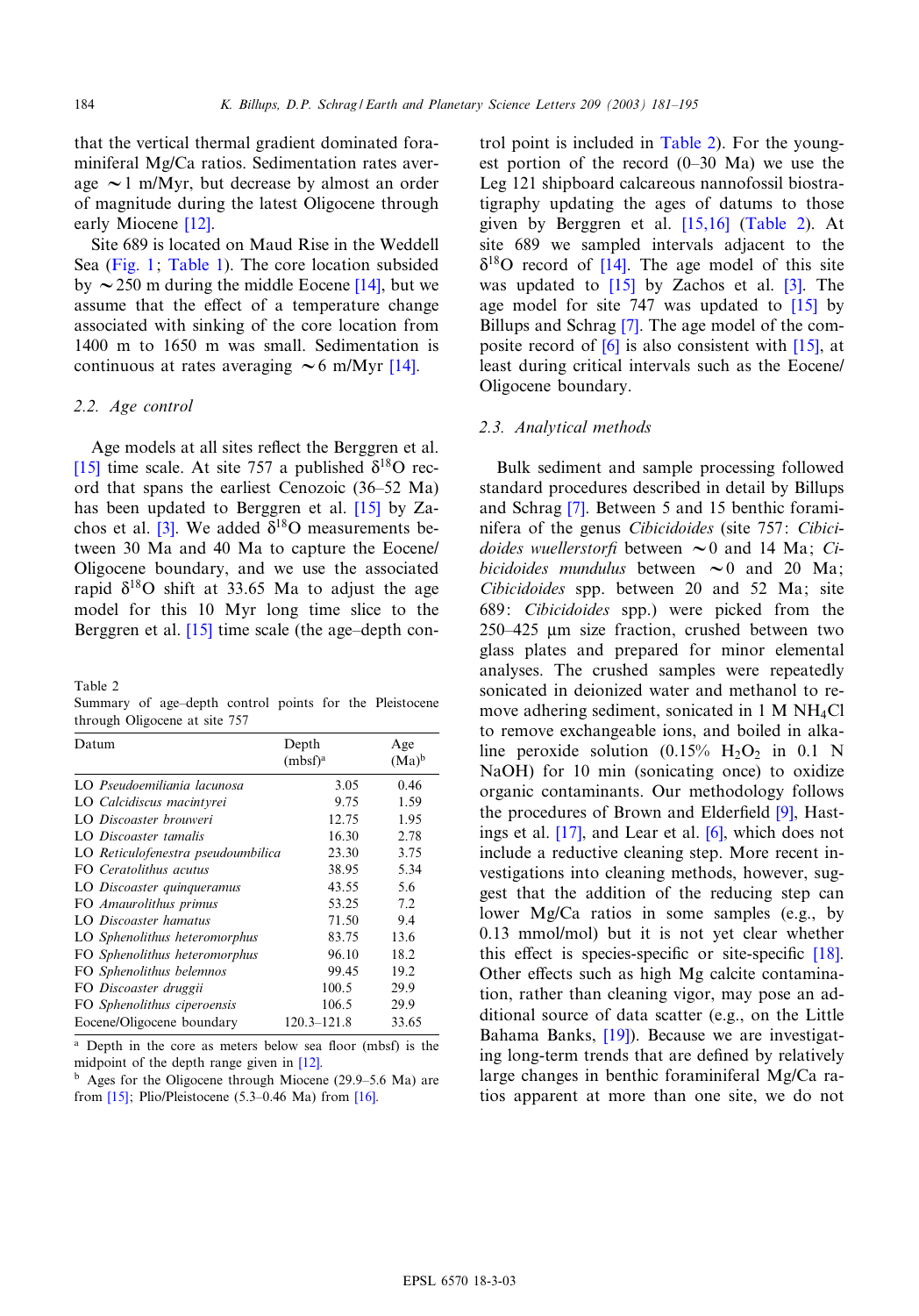that the vertical thermal gradient dominated foraminiferal Mg/Ca ratios. Sedimentation rates average ~1 m/Myr, but decrease by almost an order of magnitude during the latest Oligocene through early Miocene [12].

Site 689 is located on Maud Rise in the Weddell Sea (Fig. 1; Table 1). The core location subsided by ~250 m during the middle Eocene [14], but we assume that the effect of a temperature change associated with sinking of the core location from 1400 m to 1650 m was small. Sedimentation is continuous at rates averaging ~6 m/Myr [14].

### 2.2. Age control

Age models at all sites reflect the Berggren et al. [15] time scale. At site 757 a published $\delta^{18}O$ record that spans the earliest Cenozoic (36–52 Ma) has been updated to Berggren et al. [15] by Zachos et al. [3]. We added $\delta^{18}O$ measurements between 30 Ma and 40 Ma to capture the Eocene/Oligocene boundary, and we use the associated rapid $\delta^{18}O$ shift at 33.65 Ma to adjust the age model for this 10 Myr long time slice to the Berggren et al. [15] time scale (the age–depth control point is included in Table 2). For the youngest portion of the record (0–30 Ma) we use the Leg 121 shipboard calcareous nannofossil biostratigraphy updating the ages of datums to those given by Berggren et al. [15,16] (Table 2). At site 689 we sampled intervals adjacent to the $\delta^{18}O$ record of [14]. The age model of this site was updated to [15] by Zachos et al. [3]. The age model for site 747 was updated to [15] by Billups and Schrag [7]. The age model of the composite record of [6] is also consistent with [15], at least during critical intervals such as the Eocene/Oligocene boundary.

Table 2
Summary of age–depth control points for the Pleistocene through Oligocene at site 757

| Datum | Depth (mbsf)[a] | Age (Ma)[b] |
|---|---|---|
| LO *Pseudoemiliania lacunosa* | 3.05 | 0.46 |
| LO *Calcidiscus macintyrei* | 9.75 | 1.59 |
| LO *Discoaster brouweri* | 12.75 | 1.95 |
| LO *Discoaster tamalis* | 16.30 | 2.78 |
| LO *Reticulofenestra pseudoumbilica* | 23.30 | 3.75 |
| FO *Ceratolithus acutus* | 38.95 | 5.34 |
| LO *Discoaster quinqueramus* | 43.55 | 5.6 |
| FO *Amaurolithus primus* | 53.25 | 7.2 |
| LO *Discoaster hamatus* | 71.50 | 9.4 |
| LO *Sphenolithus heteromorphus* | 83.75 | 13.6 |
| FO *Sphenolithus heteromorphus* | 96.10 | 18.2 |
| FO *Sphenolithus belemnos* | 99.45 | 19.2 |
| FO *Discoaster druggii* | 100.5 | 29.9 |
| FO *Sphenolithus ciperoensis* | 106.5 | 29.9 |
| Eocene/Oligocene boundary | 120.3–121.8 | 33.65 |

[a] Depth in the core as meters below sea floor (mbsf) is the midpoint of the depth range given in [12].
[b] Ages for the Oligocene through Miocene (29.9–5.6 Ma) are from [15]; Plio/Pleistocene (5.3–0.46 Ma) from [16].

### 2.3. Analytical methods

Bulk sediment and sample processing followed standard procedures described in detail by Billups and Schrag [7]. Between 5 and 15 benthic foraminifera of the genus *Cibicidoides* (site 757: *Cibicidoides wuellerstorfi* between ~0 and 14 Ma; *Cibicidoides mundulus* between ~0 and 20 Ma; *Cibicidoides* spp. between 20 and 52 Ma; site 689: *Cibicidoides* spp.) were picked from the 250–425 μm size fraction, crushed between two glass plates and prepared for minor elemental analyses. The crushed samples were repeatedly sonicated in deionized water and methanol to remove adhering sediment, sonicated in 1 M $NH_4Cl$ to remove exchangeable ions, and boiled in alkaline peroxide solution (0.15% $H_2O_2$ in 0.1 N NaOH) for 10 min (sonicating once) to oxidize organic contaminants. Our methodology follows the procedures of Brown and Elderfield [9], Hastings et al. [17], and Lear et al. [6], which does not include a reductive cleaning step. More recent investigations into cleaning methods, however, suggest that the addition of the reducing step can lower Mg/Ca ratios in some samples (e.g., by 0.13 mmol/mol) but it is not yet clear whether this effect is species-specific or site-specific [18]. Other effects such as high Mg calcite contamination, rather than cleaning vigor, may pose an additional source of data scatter (e.g., on the Little Bahama Banks, [19]). Because we are investigating long-term trends that are defined by relatively large changes in benthic foraminiferal Mg/Ca ratios apparent at more than one site, we do not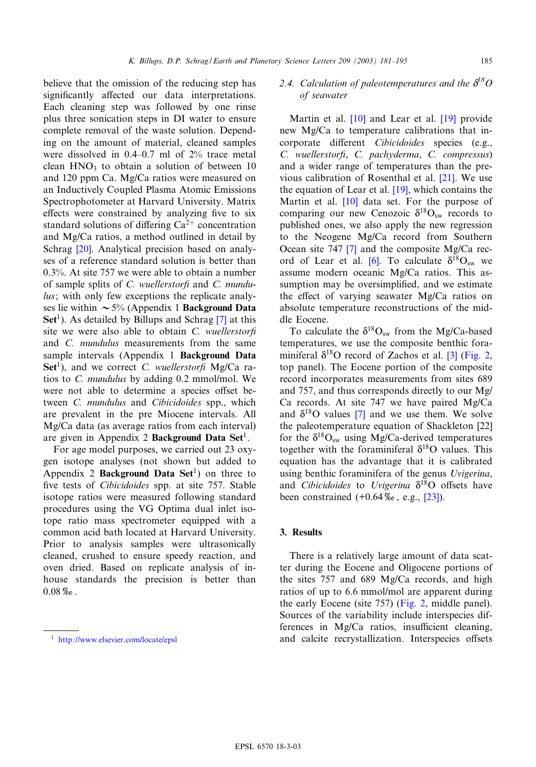believe that the omission of the reducing step has significantly affected our data interpretations. Each cleaning step was followed by one rinse plus three sonication steps in DI water to ensure complete removal of the waste solution. Depending on the amount of material, cleaned samples were dissolved in 0.4–0.7 ml of 2% trace metal clean $HNO_3$ to obtain a solution of between 10 and 120 ppm Ca. Mg/Ca ratios were measured on an Inductively Coupled Plasma Atomic Emissions Spectrophotometer at Harvard University. Matrix effects were constrained by analyzing five to six standard solutions of differing $Ca^{2+}$ concentration and Mg/Ca ratios, a method outlined in detail by Schrag [20]. Analytical precision based on analyses of a reference standard solution is better than 0.3%. At site 757 we were able to obtain a number of sample splits of *C. wuellerstorfi* and *C. mundulus*; with only few exceptions the replicate analyses lie within ~5% (Appendix 1 **Background Data Set**[1]). As detailed by Billups and Schrag [7] at this site we were also able to obtain *C. wuellerstorfi* and *C. mundulus* measurements from the same sample intervals (Appendix 1 **Background Data Set**[1]), and we correct *C. wuellerstorfi* Mg/Ca ratios to *C. mundulus* by adding 0.2 mmol/mol. We were not able to determine a species offset between *C. mundulus* and *Cibicidoides* spp., which are prevalent in the pre Miocene intervals. All Mg/Ca data (as average ratios from each interval) are given in Appendix 2 **Background Data Set**[1].

For age model purposes, we carried out 23 oxygen isotope analyses (not shown but added to Appendix 2 **Background Data Set**[1]) on three to five tests of *Cibicidoides* spp. at site 757. Stable isotope ratios were measured following standard procedures using the VG Optima dual inlet isotope ratio mass spectrometer equipped with a common acid bath located at Harvard University. Prior to analysis samples were ultrasonically cleaned, crushed to ensure speedy reaction, and oven dried. Based on replicate analysis of in-house standards the precision is better than 0.08‰.

[1] http://www.elsevier.com/locate/epsl

### 2.4. Calculation of paleotemperatures and the $\delta^{18}O$ of seawater

Martin et al. [10] and Lear et al. [19] provide new Mg/Ca to temperature calibrations that incorporate different *Cibicidoides* species (e.g., *C. wuellerstorfi*, *C. pachyderma*, *C. compressus*) and a wider range of temperatures than the previous calibration of Rosenthal et al. [21]. We use the equation of Lear et al. [19], which contains the Martin et al. [10] data set. For the purpose of comparing our new Cenozoic $\delta^{18}O_{sw}$ records to published ones, we also apply the new regression to the Neogene Mg/Ca record from Southern Ocean site 747 [7] and the composite Mg/Ca record of Lear et al. [6]. To calculate $\delta^{18}O_{sw}$ we assume modern oceanic Mg/Ca ratios. This assumption may be oversimplified, and we estimate the effect of varying seawater Mg/Ca ratios on absolute temperature reconstructions of the middle Eocene.

To calculate the $\delta^{18}O_{sw}$ from the Mg/Ca-based temperatures, we use the composite benthic foraminiferal $\delta^{18}O$ record of Zachos et al. [3] (Fig. 2, top panel). The Eocene portion of the composite record incorporates measurements from sites 689 and 757, and thus corresponds directly to our Mg/Ca records. At site 747 we have paired Mg/Ca and $\delta^{18}O$ values [7] and we use them. We solve the paleotemperature equation of Shackleton [22] for the $\delta^{18}O_{sw}$ using Mg/Ca-derived temperatures together with the foraminiferal $\delta^{18}O$ values. This equation has the advantage that it is calibrated using benthic foraminifera of the genus *Uvigerina*, and *Cibicidoides* to *Uvigerina* $\delta^{18}O$ offsets have been constrained (+0.64‰, e.g., [23]).

## 3. Results

There is a relatively large amount of data scatter during the Eocene and Oligocene portions of the sites 757 and 689 Mg/Ca records, and high ratios of up to 6.6 mmol/mol are apparent during the early Eocene (site 757) (Fig. 2, middle panel). Sources of the variability include interspecies differences in Mg/Ca ratios, insufficient cleaning, and calcite recrystallization. Interspecies offsets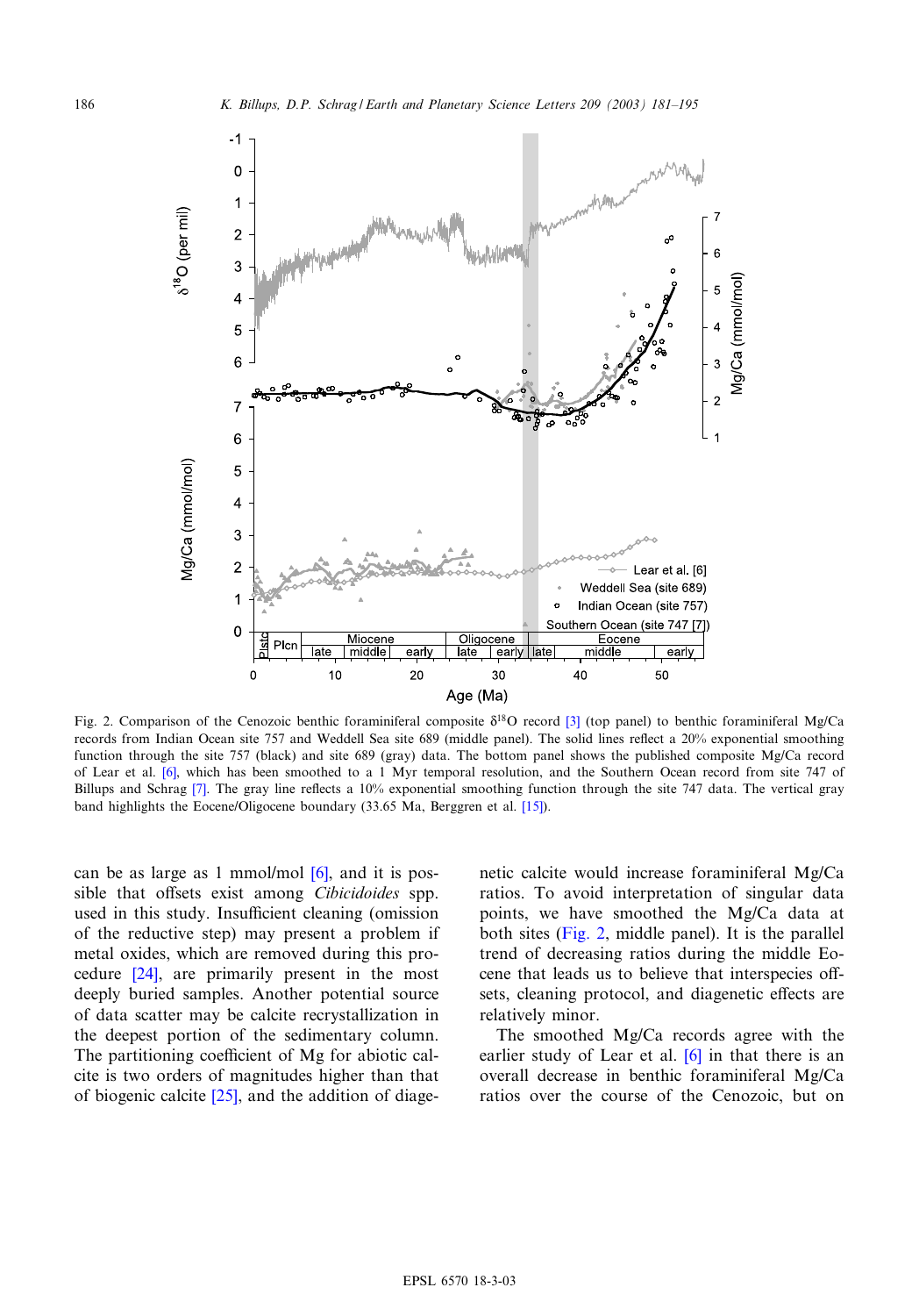Fig. 2. Comparison of the Cenozoic benthic foraminiferal composite $\delta^{18}O$ record [3] (top panel) to benthic foraminiferal Mg/Ca records from Indian Ocean site 757 and Weddell Sea site 689 (middle panel). The solid lines reflect a 20% exponential smoothing function through the site 757 (black) and site 689 (gray) data. The bottom panel shows the published composite Mg/Ca record of Lear et al. [6], which has been smoothed to a 1 Myr temporal resolution, and the Southern Ocean record from site 747 of Billups and Schrag [7]. The gray line reflects a 10% exponential smoothing function through the site 747 data. The vertical gray band highlights the Eocene/Oligocene boundary (33.65 Ma, Berggren et al. [15]).

can be as large as 1 mmol/mol [6], and it is possible that offsets exist among *Cibicidoides* spp. used in this study. Insufficient cleaning (omission of the reductive step) may present a problem if metal oxides, which are removed during this procedure [24], are primarily present in the most deeply buried samples. Another potential source of data scatter may be calcite recrystallization in the deepest portion of the sedimentary column. The partitioning coefficient of Mg for abiotic calcite is two orders of magnitudes higher than that of biogenic calcite [25], and the addition of diagenetic calcite would increase foraminiferal Mg/Ca ratios. To avoid interpretation of singular data points, we have smoothed the Mg/Ca data at both sites (Fig. 2, middle panel). It is the parallel trend of decreasing ratios during the middle Eocene that leads us to believe that interspecies offsets, cleaning protocol, and diagenetic effects are relatively minor.

The smoothed Mg/Ca records agree with the earlier study of Lear et al. [6] in that there is an overall decrease in benthic foraminiferal Mg/Ca ratios over the course of the Cenozoic, but on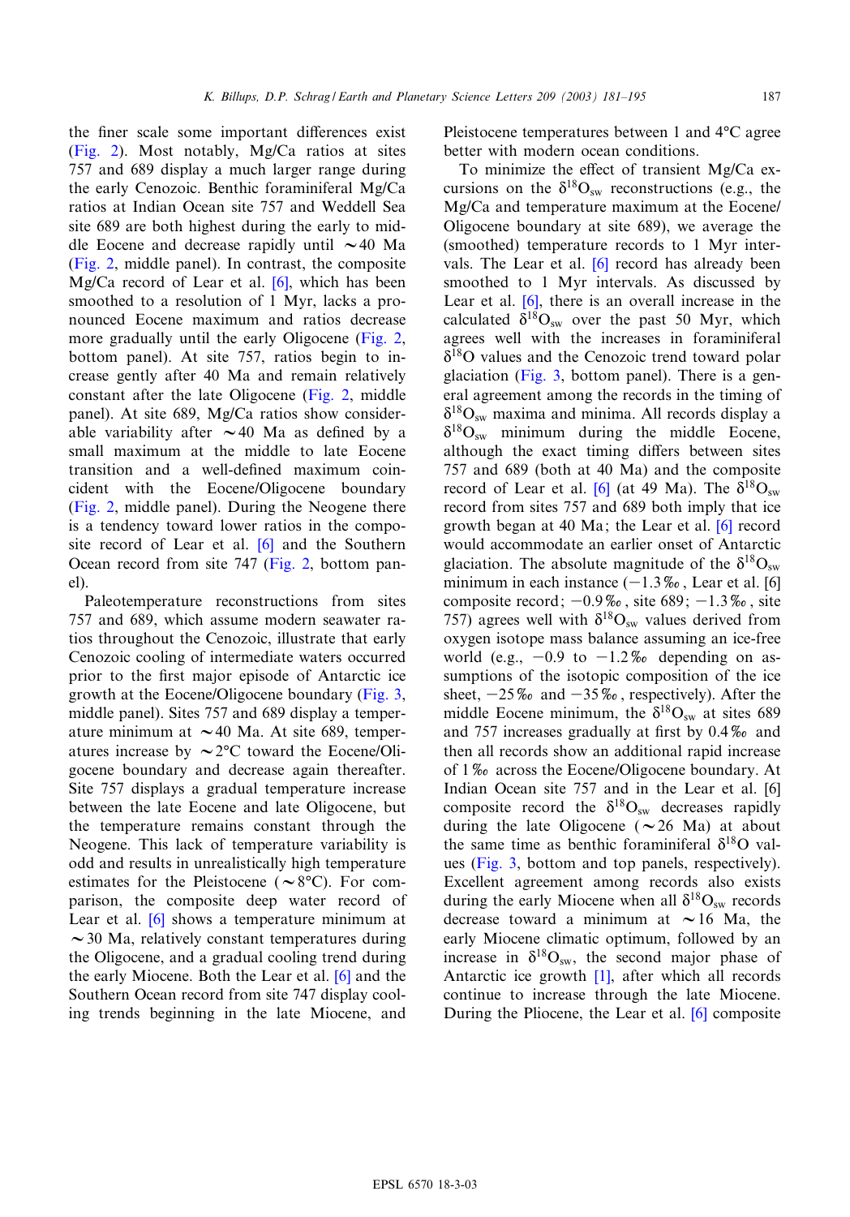the finer scale some important differences exist (Fig. 2). Most notably, Mg/Ca ratios at sites 757 and 689 display a much larger range during the early Cenozoic. Benthic foraminiferal Mg/Ca ratios at Indian Ocean site 757 and Weddell Sea site 689 are both highest during the early to middle Eocene and decrease rapidly until ~40 Ma (Fig. 2, middle panel). In contrast, the composite Mg/Ca record of Lear et al. [6], which has been smoothed to a resolution of 1 Myr, lacks a pronounced Eocene maximum and ratios decrease more gradually until the early Oligocene (Fig. 2, bottom panel). At site 757, ratios begin to increase gently after 40 Ma and remain relatively constant after the late Oligocene (Fig. 2, middle panel). At site 689, Mg/Ca ratios show considerable variability after ~40 Ma as defined by a small maximum at the middle to late Eocene transition and a well-defined maximum coincident with the Eocene/Oligocene boundary (Fig. 2, middle panel). During the Neogene there is a tendency toward lower ratios in the composite record of Lear et al. [6] and the Southern Ocean record from site 747 (Fig. 2, bottom panel).

Paleotemperature reconstructions from sites 757 and 689, which assume modern seawater ratios throughout the Cenozoic, illustrate that early Cenozoic cooling of intermediate waters occurred prior to the first major episode of Antarctic ice growth at the Eocene/Oligocene boundary (Fig. 3, middle panel). Sites 757 and 689 display a temperature minimum at ~40 Ma. At site 689, temperatures increase by ~2°C toward the Eocene/Oligocene boundary and decrease again thereafter. Site 757 displays a gradual temperature increase between the late Eocene and late Oligocene, but the temperature remains constant through the Neogene. This lack of temperature variability is odd and results in unrealistically high temperature estimates for the Pleistocene (~8°C). For comparison, the composite deep water record of Lear et al. [6] shows a temperature minimum at ~30 Ma, relatively constant temperatures during the Oligocene, and a gradual cooling trend during the early Miocene. Both the Lear et al. [6] and the Southern Ocean record from site 747 display cooling trends beginning in the late Miocene, and Pleistocene temperatures between 1 and 4°C agree better with modern ocean conditions.

To minimize the effect of transient Mg/Ca excursions on the $\delta^{18}O_{sw}$ reconstructions (e.g., the Mg/Ca and temperature maximum at the Eocene/Oligocene boundary at site 689), we average the (smoothed) temperature records to 1 Myr intervals. The Lear et al. [6] record has already been smoothed to 1 Myr intervals. As discussed by Lear et al. [6], there is an overall increase in the calculated $\delta^{18}O_{sw}$ over the past 50 Myr, which agrees well with the increases in foraminiferal $\delta^{18}O$ values and the Cenozoic trend toward polar glaciation (Fig. 3, bottom panel). There is a general agreement among the records in the timing of $\delta^{18}O_{sw}$ maxima and minima. All records display a $\delta^{18}O_{sw}$ minimum during the middle Eocene, although the exact timing differs between sites 757 and 689 (both at 40 Ma) and the composite record of Lear et al. [6] (at 49 Ma). The $\delta^{18}O_{sw}$ record from sites 757 and 689 both imply that ice growth began at 40 Ma; the Lear et al. [6] record would accommodate an earlier onset of Antarctic glaciation. The absolute magnitude of the $\delta^{18}O_{sw}$ minimum in each instance (−1.3‰, Lear et al. [6] composite record; −0.9‰, site 689; −1.3‰, site 757) agrees well with $\delta^{18}O_{sw}$ values derived from oxygen isotope mass balance assuming an ice-free world (e.g., −0.9 to −1.2‰ depending on assumptions of the isotopic composition of the ice sheet, −25‰ and −35‰, respectively). After the middle Eocene minimum, the $\delta^{18}O_{sw}$ at sites 689 and 757 increases gradually at first by 0.4‰ and then all records show an additional rapid increase of 1‰ across the Eocene/Oligocene boundary. At Indian Ocean site 757 and in the Lear et al. [6] composite record the $\delta^{18}O_{sw}$ decreases rapidly during the late Oligocene (~26 Ma) at about the same time as benthic foraminiferal $\delta^{18}O$ values (Fig. 3, bottom and top panels, respectively). Excellent agreement among records also exists during the early Miocene when all $\delta^{18}O_{sw}$ records decrease toward a minimum at ~16 Ma, the early Miocene climatic optimum, followed by an increase in $\delta^{18}O_{sw}$, the second major phase of Antarctic ice growth [1], after which all records continue to increase through the late Miocene. During the Pliocene, the Lear et al. [6] composite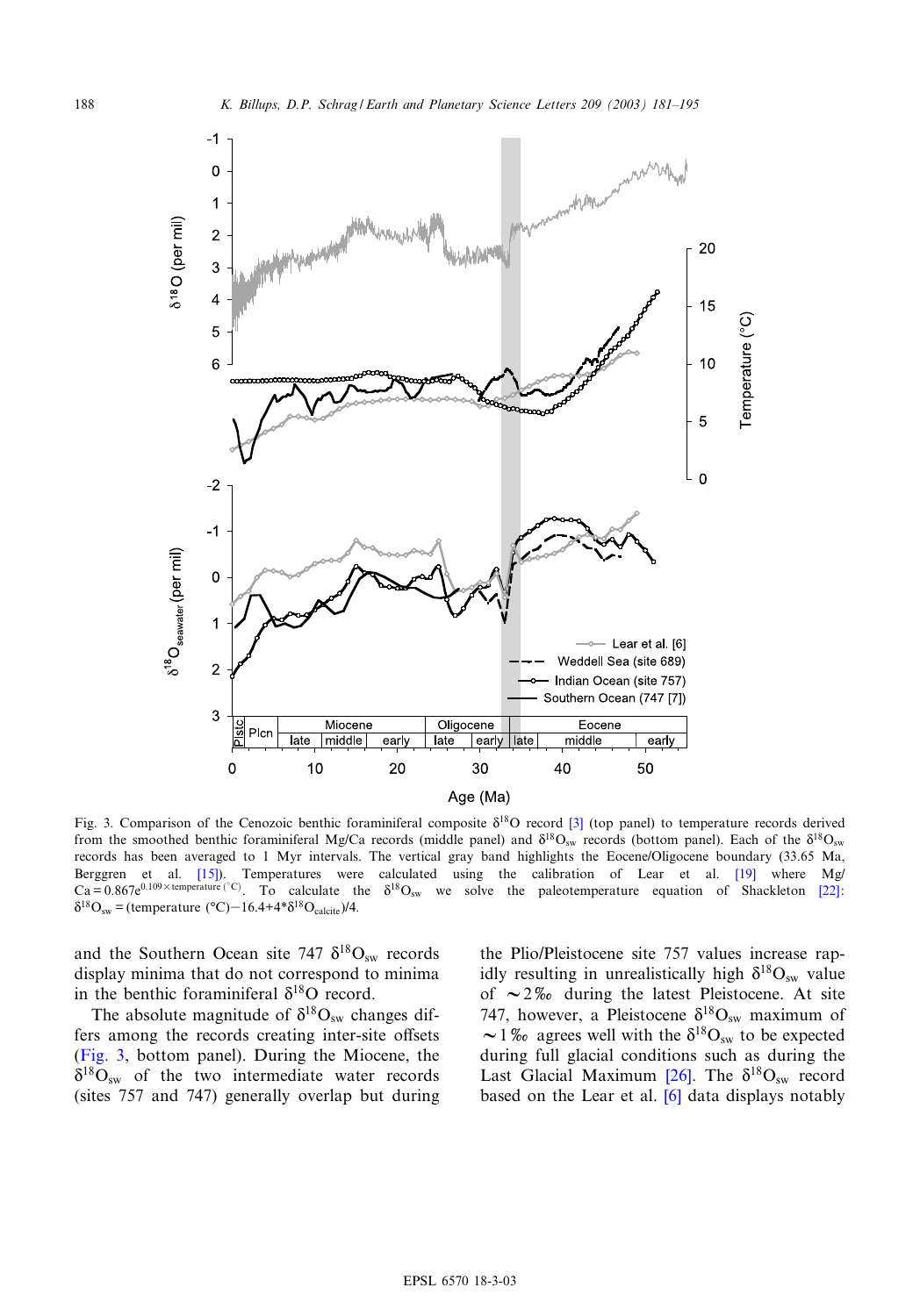Fig. 3. Comparison of the Cenozoic benthic foraminiferal composite $\delta^{18}O$ record [3] (top panel) to temperature records derived from the smoothed benthic foraminiferal Mg/Ca records (middle panel) and $\delta^{18}O_{sw}$ records (bottom panel). Each of the $\delta^{18}O_{sw}$ records has been averaged to 1 Myr intervals. The vertical gray band highlights the Eocene/Oligocene boundary (33.65 Ma, Berggren et al. [15]). Temperatures were calculated using the calibration of Lear et al. [19] where $Mg/Ca = 0.867e^{0.109 \times temperature\ (°C)}$. To calculate the $\delta^{18}O_{sw}$ we solve the paleotemperature equation of Shackleton [22]: $\delta^{18}O_{sw}$ = (temperature (°C)−16.4+4*$\delta^{18}O_{calcite}$)/4.

and the Southern Ocean site 747 $\delta^{18}O_{sw}$ records display minima that do not correspond to minima in the benthic foraminiferal $\delta^{18}O$ record.

The absolute magnitude of $\delta^{18}O_{sw}$ changes differs among the records creating inter-site offsets (Fig. 3, bottom panel). During the Miocene, the $\delta^{18}O_{sw}$ of the two intermediate water records (sites 757 and 747) generally overlap but during the Plio/Pleistocene site 757 values increase rapidly resulting in unrealistically high $\delta^{18}O_{sw}$ value of ~2‰ during the latest Pleistocene. At site 747, however, a Pleistocene $\delta^{18}O_{sw}$ maximum of ~1‰ agrees well with the $\delta^{18}O_{sw}$ to be expected during full glacial conditions such as during the Last Glacial Maximum [26]. The $\delta^{18}O_{sw}$ record based on the Lear et al. [6] data displays notably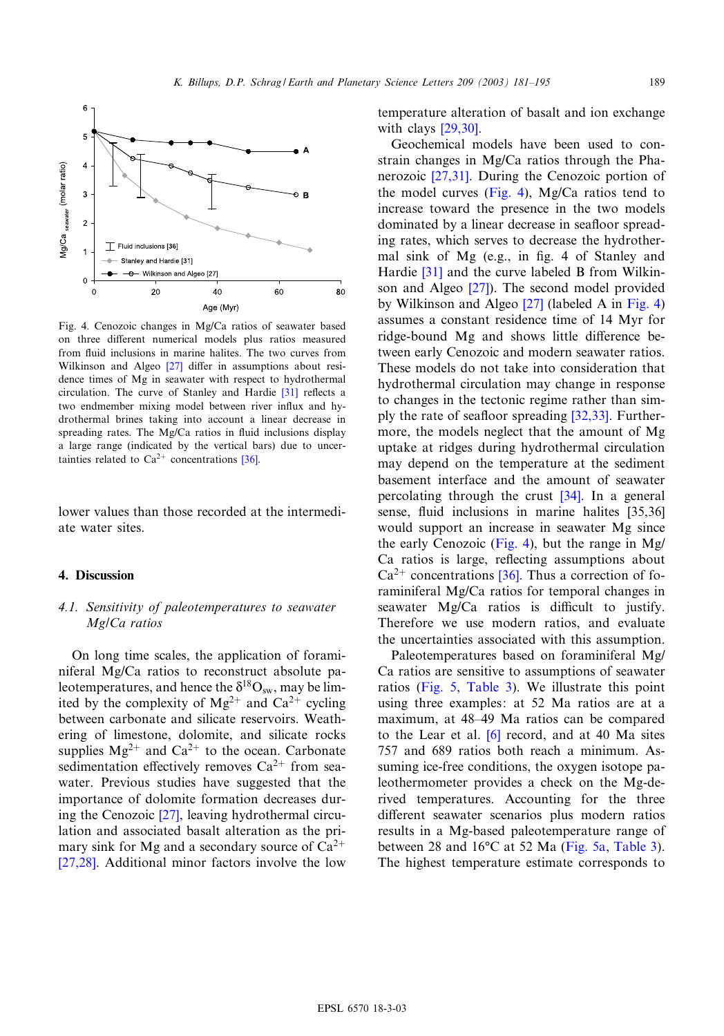Fig. 4. Cenozoic changes in Mg/Ca ratios of seawater based on three different numerical models plus ratios measured from fluid inclusions in marine halites. The two curves from Wilkinson and Algeo [27] differ in assumptions about residence times of Mg in seawater with respect to hydrothermal circulation. The curve of Stanley and Hardie [31] reflects a two endmember mixing model between river influx and hydrothermal brines taking into account a linear decrease in spreading rates. The Mg/Ca ratios in fluid inclusions display a large range (indicated by the vertical bars) due to uncertainties related to $Ca^{2+}$ concentrations [36].

lower values than those recorded at the intermediate water sites.

## 4. Discussion

### *4.1. Sensitivity of paleotemperatures to seawater Mg/Ca ratios*

On long time scales, the application of foraminiferal Mg/Ca ratios to reconstruct absolute paleotemperatures, and hence the $\delta^{18}O_{sw}$, may be limited by the complexity of $Mg^{2+}$ and $Ca^{2+}$ cycling between carbonate and silicate reservoirs. Weathering of limestone, dolomite, and silicate rocks supplies $Mg^{2+}$ and $Ca^{2+}$ to the ocean. Carbonate sedimentation effectively removes $Ca^{2+}$ from seawater. Previous studies have suggested that the importance of dolomite formation decreases during the Cenozoic [27], leaving hydrothermal circulation and associated basalt alteration as the primary sink for Mg and a secondary source of $Ca^{2+}$ [27,28]. Additional minor factors involve the low temperature alteration of basalt and ion exchange with clays [29,30].

Geochemical models have been used to constrain changes in Mg/Ca ratios through the Phanerozoic [27,31]. During the Cenozoic portion of the model curves (Fig. 4), Mg/Ca ratios tend to increase toward the presence in the two models dominated by a linear decrease in seafloor spreading rates, which serves to decrease the hydrothermal sink of Mg (e.g., in fig. 4 of Stanley and Hardie [31] and the curve labeled B from Wilkinson and Algeo [27]). The second model provided by Wilkinson and Algeo [27] (labeled A in Fig. 4) assumes a constant residence time of 14 Myr for ridge-bound Mg and shows little difference between early Cenozoic and modern seawater ratios. These models do not take into consideration that hydrothermal circulation may change in response to changes in the tectonic regime rather than simply the rate of seafloor spreading [32,33]. Furthermore, the models neglect that the amount of Mg uptake at ridges during hydrothermal circulation may depend on the temperature at the sediment basement interface and the amount of seawater percolating through the crust [34]. In a general sense, fluid inclusions in marine halites [35,36] would support an increase in seawater Mg since the early Cenozoic (Fig. 4), but the range in Mg/Ca ratios is large, reflecting assumptions about $Ca^{2+}$ concentrations [36]. Thus a correction of foraminiferal Mg/Ca ratios for temporal changes in seawater Mg/Ca ratios is difficult to justify. Therefore we use modern ratios, and evaluate the uncertainties associated with this assumption.

Paleotemperatures based on foraminiferal Mg/Ca ratios are sensitive to assumptions of seawater ratios (Fig. 5, Table 3). We illustrate this point using three examples: at 52 Ma ratios are at a maximum, at 48–49 Ma ratios can be compared to the Lear et al. [6] record, and at 40 Ma sites 757 and 689 ratios both reach a minimum. Assuming ice-free conditions, the oxygen isotope paleothermometer provides a check on the Mg-derived temperatures. Accounting for the three different seawater scenarios plus modern ratios results in a Mg-based paleotemperature range of between 28 and 16°C at 52 Ma (Fig. 5a, Table 3). The highest temperature estimate corresponds to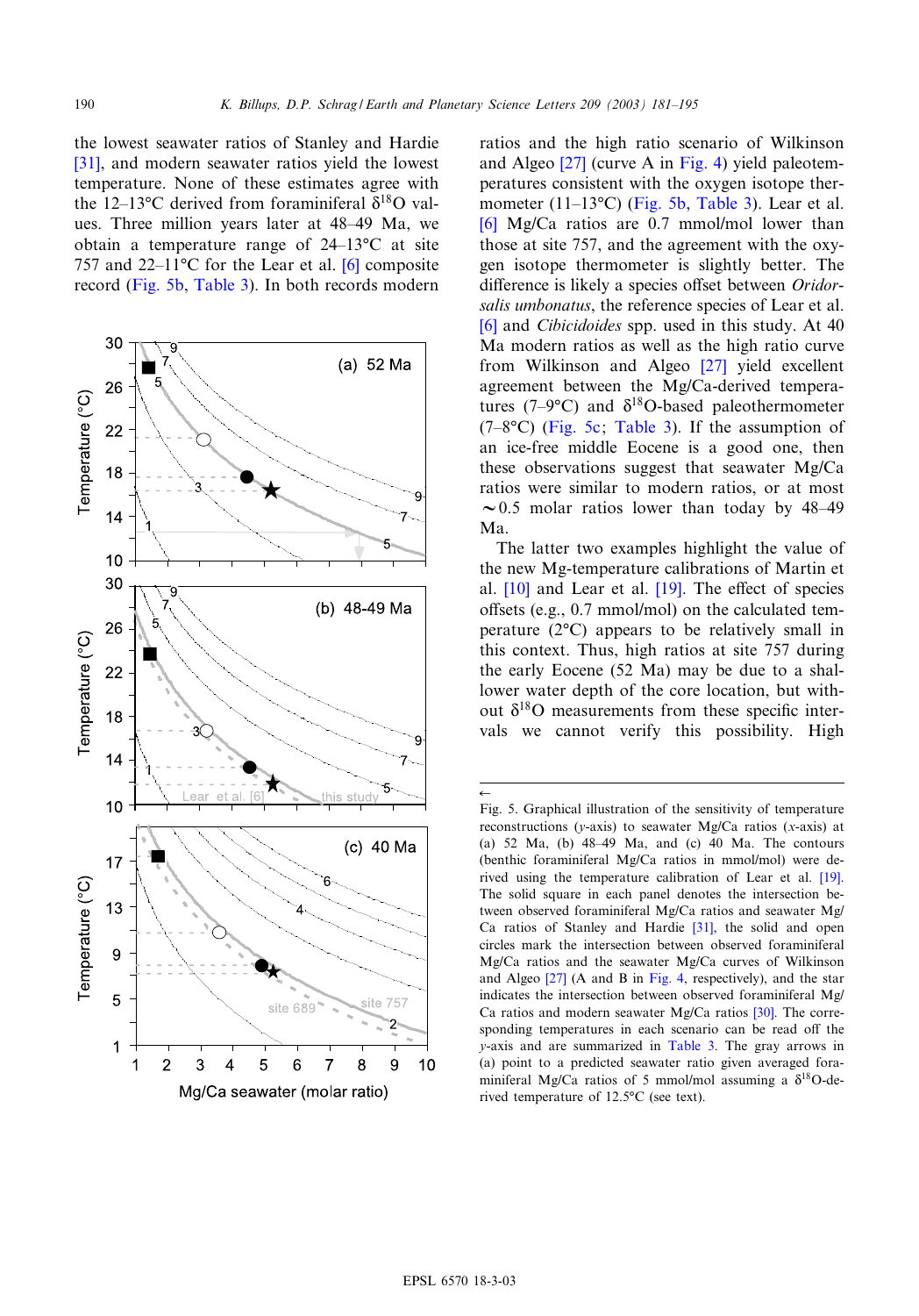the lowest seawater ratios of Stanley and Hardie [31], and modern seawater ratios yield the lowest temperature. None of these estimates agree with the 12–13°C derived from foraminiferal $\delta^{18}O$ values. Three million years later at 48–49 Ma, we obtain a temperature range of 24–13°C at site 757 and 22–11°C for the Lear et al. [6] composite record (Fig. 5b, Table 3). In both records modern ratios and the high ratio scenario of Wilkinson and Algeo [27] (curve A in Fig. 4) yield paleotemperatures consistent with the oxygen isotope thermometer (11–13°C) (Fig. 5b, Table 3). Lear et al. [6] Mg/Ca ratios are 0.7 mmol/mol lower than those at site 757, and the agreement with the oxygen isotope thermometer is slightly better. The difference is likely a species offset between *Oridorsalis umbonatus*, the reference species of Lear et al. [6] and *Cibicidoides* spp. used in this study. At 40 Ma modern ratios as well as the high ratio curve from Wilkinson and Algeo [27] yield excellent agreement between the Mg/Ca-derived temperatures (7–9°C) and $\delta^{18}O$-based paleothermometer (7–8°C) (Fig. 5c; Table 3). If the assumption of an ice-free middle Eocene is a good one, then these observations suggest that seawater Mg/Ca ratios were similar to modern ratios, or at most ~0.5 molar ratios lower than today by 48–49 Ma.

The latter two examples highlight the value of the new Mg-temperature calibrations of Martin et al. [10] and Lear et al. [19]. The effect of species offsets (e.g., 0.7 mmol/mol) on the calculated temperature (2°C) appears to be relatively small in this context. Thus, high ratios at site 757 during the early Eocene (52 Ma) may be due to a shallower water depth of the core location, but without $\delta^{18}O$ measurements from these specific intervals we cannot verify this possibility. High

Fig. 5. Graphical illustration of the sensitivity of temperature reconstructions (*y*-axis) to seawater Mg/Ca ratios (*x*-axis) at (a) 52 Ma, (b) 48–49 Ma, and (c) 40 Ma. The contours (benthic foraminiferal Mg/Ca ratios in mmol/mol) were derived using the temperature calibration of Lear et al. [19]. The solid square in each panel denotes the intersection between observed foraminiferal Mg/Ca ratios and seawater Mg/Ca ratios of Stanley and Hardie [31], the solid and open circles mark the intersection between observed foraminiferal Mg/Ca ratios and the seawater Mg/Ca curves of Wilkinson and Algeo [27] (A and B in Fig. 4, respectively), and the star indicates the intersection between observed foraminiferal Mg/Ca ratios and modern seawater Mg/Ca ratios [30]. The corresponding temperatures in each scenario can be read off the *y*-axis and are summarized in Table 3. The gray arrows in (a) point to a predicted seawater ratio given averaged foraminiferal Mg/Ca ratios of 5 mmol/mol assuming a $\delta^{18}O$-derived temperature of 12.5°C (see text).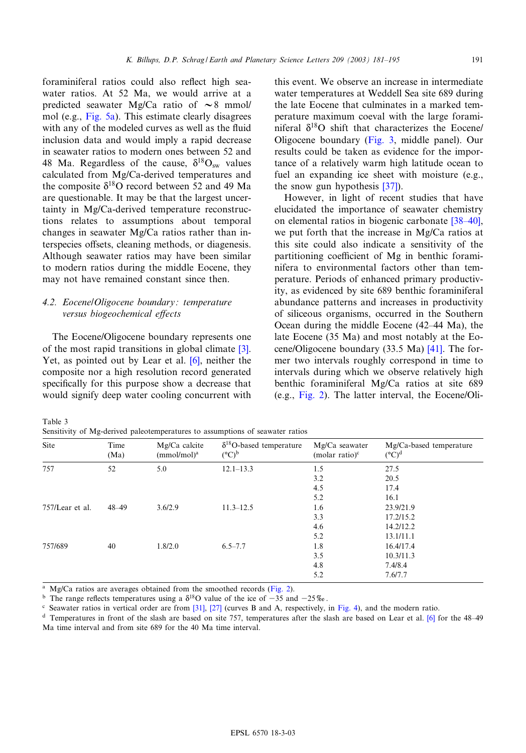foraminiferal ratios could also reflect high seawater ratios. At 52 Ma, we would arrive at a predicted seawater Mg/Ca ratio of ~8 mmol/mol (e.g., Fig. 5a). This estimate clearly disagrees with any of the modeled curves as well as the fluid inclusion data and would imply a rapid decrease in seawater ratios to modern ones between 52 and 48 Ma. Regardless of the cause, $\delta^{18}O_{sw}$ values calculated from Mg/Ca-derived temperatures and the composite $\delta^{18}O$ record between 52 and 49 Ma are questionable. It may be that the largest uncertainty in Mg/Ca-derived temperature reconstructions relates to assumptions about temporal changes in seawater Mg/Ca ratios rather than interspecies offsets, cleaning methods, or diagenesis. Although seawater ratios may have been similar to modern ratios during the middle Eocene, they may not have remained constant since then.

### 4.2. Eocene/Oligocene boundary: temperature versus biogeochemical effects

The Eocene/Oligocene boundary represents one of the most rapid transitions in global climate [3]. Yet, as pointed out by Lear et al. [6], neither the composite nor a high resolution record generated specifically for this purpose show a decrease that would signify deep water cooling concurrent with this event. We observe an increase in intermediate water temperatures at Weddell Sea site 689 during the late Eocene that culminates in a marked temperature maximum coeval with the large foraminiferal $\delta^{18}O$ shift that characterizes the Eocene/Oligocene boundary (Fig. 3, middle panel). Our results could be taken as evidence for the importance of a relatively warm high latitude ocean to fuel an expanding ice sheet with moisture (e.g., the snow gun hypothesis [37]).

However, in light of recent studies that have elucidated the importance of seawater chemistry on elemental ratios in biogenic carbonate [38–40], we put forth that the increase in Mg/Ca ratios at this site could also indicate a sensitivity of the partitioning coefficient of Mg in benthic foraminifera to environmental factors other than temperature. Periods of enhanced primary productivity, as evidenced by site 689 benthic foraminiferal abundance patterns and increases in productivity of siliceous organisms, occurred in the Southern Ocean during the middle Eocene (42–44 Ma), the late Eocene (35 Ma) and most notably at the Eocene/Oligocene boundary (33.5 Ma) [41]. The former two intervals roughly correspond in time to intervals during which we observe relatively high benthic foraminiferal Mg/Ca ratios at site 689 (e.g., Fig. 2). The latter interval, the Eocene/Oli-

Table 3
Sensitivity of Mg-derived paleotemperatures to assumptions of seawater ratios

| Site | Time (Ma) | Mg/Ca calcite (mmol/mol)[a] | $\delta^{18}O$-based temperature (°C)[b] | Mg/Ca seawater (molar ratio)[c] | Mg/Ca-based temperature (°C)[d] |
|---|---|---|---|---|---|
| 757 | 52 | 5.0 | 12.1–13.3 | 1.5 | 27.5 |
| | | | | 3.2 | 20.5 |
| | | | | 4.5 | 17.4 |
| | | | | 5.2 | 16.1 |
| 757/Lear et al. | 48–49 | 3.6/2.9 | 11.3–12.5 | 1.6 | 23.9/21.9 |
| | | | | 3.3 | 17.2/15.2 |
| | | | | 4.6 | 14.2/12.2 |
| | | | | 5.2 | 13.1/11.1 |
| 757/689 | 40 | 1.8/2.0 | 6.5–7.7 | 1.8 | 16.4/17.4 |
| | | | | 3.5 | 10.3/11.3 |
| | | | | 4.8 | 7.4/8.4 |
| | | | | 5.2 | 7.6/7.7 |

[a] Mg/Ca ratios are averages obtained from the smoothed records (Fig. 2).
[b] The range reflects temperatures using a $\delta^{18}O$ value of the ice of −35 and −25‰.
[c] Seawater ratios in vertical order are from [31], [27] (curves B and A, respectively, in Fig. 4), and the modern ratio.
[d] Temperatures in front of the slash are based on site 757, temperatures after the slash are based on Lear et al. [6] for the 48–49 Ma time interval and from site 689 for the 40 Ma time interval.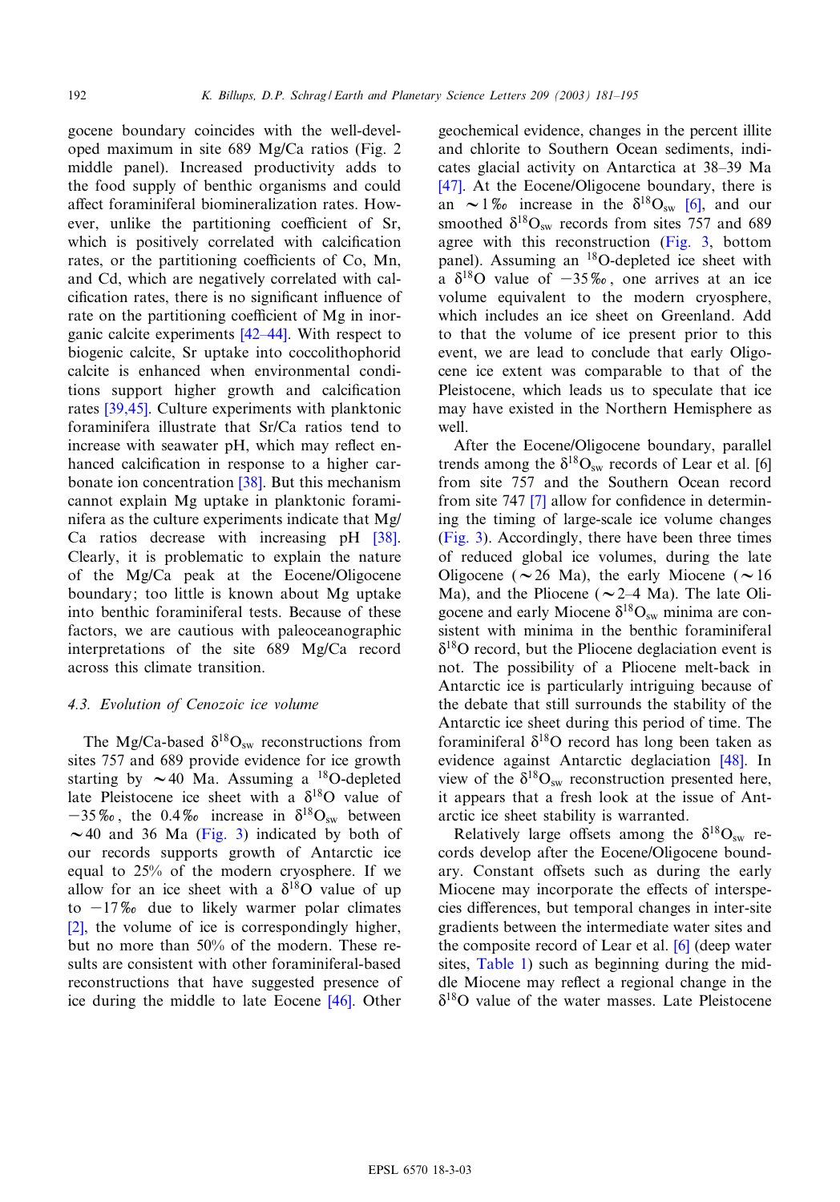gocene boundary coincides with the well-developed maximum in site 689 Mg/Ca ratios (Fig. 2 middle panel). Increased productivity adds to the food supply of benthic organisms and could affect foraminiferal biomineralization rates. However, unlike the partitioning coefficient of Sr, which is positively correlated with calcification rates, or the partitioning coefficients of Co, Mn, and Cd, which are negatively correlated with calcification rates, there is no significant influence of rate on the partitioning coefficient of Mg in inorganic calcite experiments [42–44]. With respect to biogenic calcite, Sr uptake into coccolithophorid calcite is enhanced when environmental conditions support higher growth and calcification rates [39,45]. Culture experiments with planktonic foraminifera illustrate that Sr/Ca ratios tend to increase with seawater pH, which may reflect enhanced calcification in response to a higher carbonate ion concentration [38]. But this mechanism cannot explain Mg uptake in planktonic foraminifera as the culture experiments indicate that Mg/Ca ratios decrease with increasing pH [38]. Clearly, it is problematic to explain the nature of the Mg/Ca peak at the Eocene/Oligocene boundary; too little is known about Mg uptake into benthic foraminiferal tests. Because of these factors, we are cautious with paleoceanographic interpretations of the site 689 Mg/Ca record across this climate transition.

### 4.3. Evolution of Cenozoic ice volume

The Mg/Ca-based $\delta^{18}O_{sw}$ reconstructions from sites 757 and 689 provide evidence for ice growth starting by ~40 Ma. Assuming a $^{18}O$-depleted late Pleistocene ice sheet with a $\delta^{18}O$ value of −35‰, the 0.4‰ increase in $\delta^{18}O_{sw}$ between ~40 and 36 Ma (Fig. 3) indicated by both of our records supports growth of Antarctic ice equal to 25% of the modern cryosphere. If we allow for an ice sheet with a $\delta^{18}O$ value of up to −17‰ due to likely warmer polar climates [2], the volume of ice is correspondingly higher, but no more than 50% of the modern. These results are consistent with other foraminiferal-based reconstructions that have suggested presence of ice during the middle to late Eocene [46]. Other geochemical evidence, changes in the percent illite and chlorite to Southern Ocean sediments, indicates glacial activity on Antarctica at 38–39 Ma [47]. At the Eocene/Oligocene boundary, there is an ~1‰ increase in the $\delta^{18}O_{sw}$ [6], and our smoothed $\delta^{18}O_{sw}$ records from sites 757 and 689 agree with this reconstruction (Fig. 3, bottom panel). Assuming an $^{18}O$-depleted ice sheet with a $\delta^{18}O$ value of −35‰, one arrives at an ice volume equivalent to the modern cryosphere, which includes an ice sheet on Greenland. Add to that the volume of ice present prior to this event, we are lead to conclude that early Oligocene ice extent was comparable to that of the Pleistocene, which leads us to speculate that ice may have existed in the Northern Hemisphere as well.

After the Eocene/Oligocene boundary, parallel trends among the $\delta^{18}O_{sw}$ records of Lear et al. [6] from site 757 and the Southern Ocean record from site 747 [7] allow for confidence in determining the timing of large-scale ice volume changes (Fig. 3). Accordingly, there have been three times of reduced global ice volumes, during the late Oligocene (~26 Ma), the early Miocene (~16 Ma), and the Pliocene (~2–4 Ma). The late Oligocene and early Miocene $\delta^{18}O_{sw}$ minima are consistent with minima in the benthic foraminiferal $\delta^{18}O$ record, but the Pliocene deglaciation event is not. The possibility of a Pliocene melt-back in Antarctic ice is particularly intriguing because of the debate that still surrounds the stability of the Antarctic ice sheet during this period of time. The foraminiferal $\delta^{18}O$ record has long been taken as evidence against Antarctic deglaciation [48]. In view of the $\delta^{18}O_{sw}$ reconstruction presented here, it appears that a fresh look at the issue of Antarctic ice sheet stability is warranted.

Relatively large offsets among the $\delta^{18}O_{sw}$ records develop after the Eocene/Oligocene boundary. Constant offsets such as during the early Miocene may incorporate the effects of interspecies differences, but temporal changes in inter-site gradients between the intermediate water sites and the composite record of Lear et al. [6] (deep water sites, Table 1) such as beginning during the middle Miocene may reflect a regional change in the $\delta^{18}O$ value of the water masses. Late Pleistocene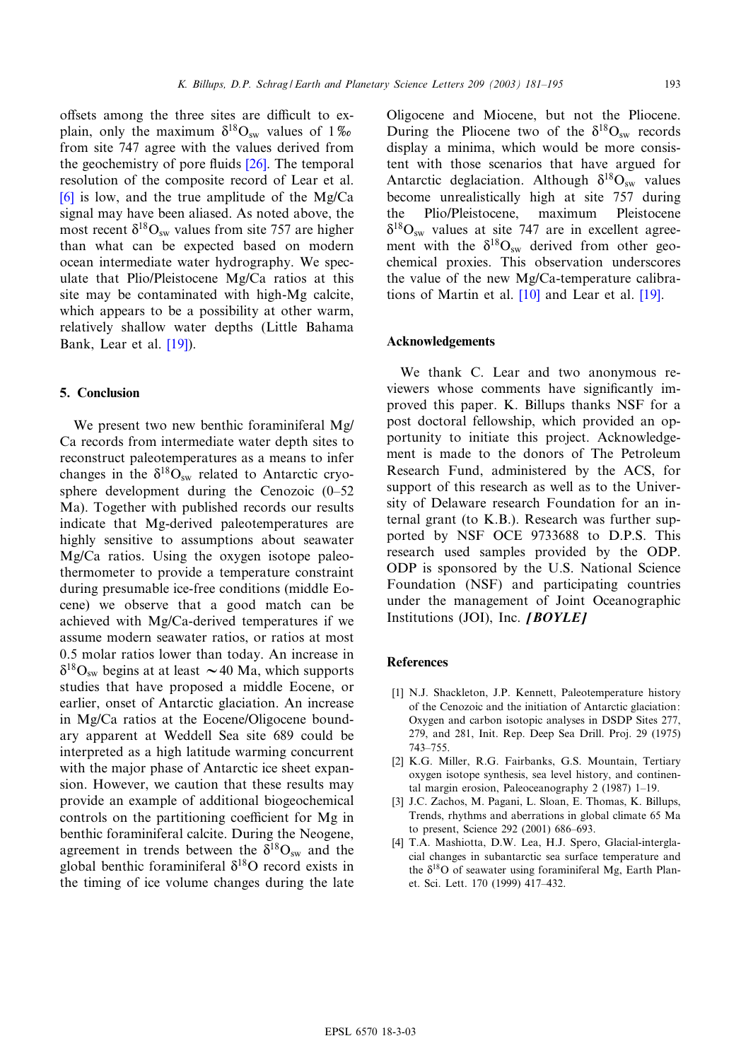offsets among the three sites are difficult to explain, only the maximum $\delta^{18}O_{sw}$ values of 1‰ from site 747 agree with the values derived from the geochemistry of pore fluids [26]. The temporal resolution of the composite record of Lear et al. [6] is low, and the true amplitude of the Mg/Ca signal may have been aliased. As noted above, the most recent $\delta^{18}O_{sw}$ values from site 757 are higher than what can be expected based on modern ocean intermediate water hydrography. We speculate that Plio/Pleistocene Mg/Ca ratios at this site may be contaminated with high-Mg calcite, which appears to be a possibility at other warm, relatively shallow water depths (Little Bahama Bank, Lear et al. [19]).

## 5. Conclusion

We present two new benthic foraminiferal Mg/Ca records from intermediate water depth sites to reconstruct paleotemperatures as a means to infer changes in the $\delta^{18}O_{sw}$ related to Antarctic cryosphere development during the Cenozoic (0–52 Ma). Together with published records our results indicate that Mg-derived paleotemperatures are highly sensitive to assumptions about seawater Mg/Ca ratios. Using the oxygen isotope paleothermometer to provide a temperature constraint during presumable ice-free conditions (middle Eocene) we observe that a good match can be achieved with Mg/Ca-derived temperatures if we assume modern seawater ratios, or ratios at most 0.5 molar ratios lower than today. An increase in $\delta^{18}O_{sw}$ begins at at least $\sim$40 Ma, which supports studies that have proposed a middle Eocene, or earlier, onset of Antarctic glaciation. An increase in Mg/Ca ratios at the Eocene/Oligocene boundary apparent at Weddell Sea site 689 could be interpreted as a high latitude warming concurrent with the major phase of Antarctic ice sheet expansion. However, we caution that these results may provide an example of additional biogeochemical controls on the partitioning coefficient for Mg in benthic foraminiferal calcite. During the Neogene, agreement in trends between the $\delta^{18}O_{sw}$ and the global benthic foraminiferal $\delta^{18}O$ record exists in the timing of ice volume changes during the late Oligocene and Miocene, but not the Pliocene. During the Pliocene two of the $\delta^{18}O_{sw}$ records display a minima, which would be more consistent with those scenarios that have argued for Antarctic deglaciation. Although $\delta^{18}O_{sw}$ values become unrealistically high at site 757 during the Plio/Pleistocene, maximum Pleistocene $\delta^{18}O_{sw}$ values at site 747 are in excellent agreement with the $\delta^{18}O_{sw}$ derived from other geochemical proxies. This observation underscores the value of the new Mg/Ca-temperature calibrations of Martin et al. [10] and Lear et al. [19].

## Acknowledgements

We thank C. Lear and two anonymous reviewers whose comments have significantly improved this paper. K. Billups thanks NSF for a post doctoral fellowship, which provided an opportunity to initiate this project. Acknowledgement is made to the donors of The Petroleum Research Fund, administered by the ACS, for support of this research as well as to the University of Delaware research Foundation for an internal grant (to K.B.). Research was further supported by NSF OCE 9733688 to D.P.S. This research used samples provided by the ODP. ODP is sponsored by the U.S. National Science Foundation (NSF) and participating countries under the management of Joint Oceanographic Institutions (JOI), Inc. ***[BOYLE]***

## References

[1] N.J. Shackleton, J.P. Kennett, Paleotemperature history of the Cenozoic and the initiation of Antarctic glaciation: Oxygen and carbon isotopic analyses in DSDP Sites 277, 279, and 281, Init. Rep. Deep Sea Drill. Proj. 29 (1975) 743–755.

[2] K.G. Miller, R.G. Fairbanks, G.S. Mountain, Tertiary oxygen isotope synthesis, sea level history, and continental margin erosion, Paleoceanography 2 (1987) 1–19.

[3] J.C. Zachos, M. Pagani, L. Sloan, E. Thomas, K. Billups, Trends, rhythms and aberrations in global climate 65 Ma to present, Science 292 (2001) 686–693.

[4] T.A. Mashiotta, D.W. Lea, H.J. Spero, Glacial-interglacial changes in subantarctic sea surface temperature and the $\delta^{18}O$ of seawater using foraminiferal Mg, Earth Planet. Sci. Lett. 170 (1999) 417–432.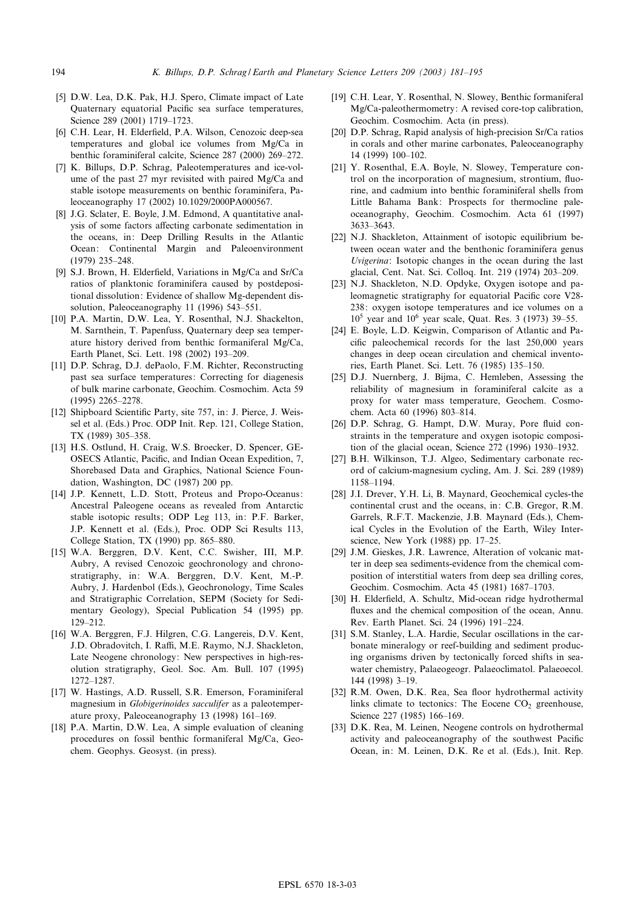[5] D.W. Lea, D.K. Pak, H.J. Spero, Climate impact of Late Quaternary equatorial Pacific sea surface temperatures, Science 289 (2001) 1719–1723.

[6] C.H. Lear, H. Elderfield, P.A. Wilson, Cenozoic deep-sea temperatures and global ice volumes from Mg/Ca in benthic foraminiferal calcite, Science 287 (2000) 269–272.

[7] K. Billups, D.P. Schrag, Paleotemperatures and ice-volume of the past 27 myr revisited with paired Mg/Ca and stable isotope measurements on benthic foraminifera, Paleoceanography 17 (2002) 10.1029/2000PA000567.

[8] J.G. Sclater, E. Boyle, J.M. Edmond, A quantitative analysis of some factors affecting carbonate sedimentation in the oceans, in: Deep Drilling Results in the Atlantic Ocean: Continental Margin and Paleoenvironment (1979) 235–248.

[9] S.J. Brown, H. Elderfield, Variations in Mg/Ca and Sr/Ca ratios of planktonic foraminifera caused by postdepositional dissolution: Evidence of shallow Mg-dependent dissolution, Paleoceanography 11 (1996) 543–551.

[10] P.A. Martin, D.W. Lea, Y. Rosenthal, N.J. Shackelton, M. Sarnthein, T. Papenfuss, Quaternary deep sea temperature history derived from benthic formaniferal Mg/Ca, Earth Planet, Sci. Lett. 198 (2002) 193–209.

[11] D.P. Schrag, D.J. dePaolo, F.M. Richter, Reconstructing past sea surface temperatures: Correcting for diagenesis of bulk marine carbonate, Geochim. Cosmochim. Acta 59 (1995) 2265–2278.

[12] Shipboard Scientific Party, site 757, in: J. Pierce, J. Weissel et al. (Eds.) Proc. ODP Init. Rep. 121, College Station, TX (1989) 305–358.

[13] H.S. Ostlund, H. Craig, W.S. Broecker, D. Spencer, GEOSECS Atlantic, Pacific, and Indian Ocean Expedition, 7, Shorebased Data and Graphics, National Science Foundation, Washington, DC (1987) 200 pp.

[14] J.P. Kennett, L.D. Stott, Proteus and Propo-Oceanus: Ancestral Paleogene oceans as revealed from Antarctic stable isotopic results; ODP Leg 113, in: P.F. Barker, J.P. Kennett et al. (Eds.), Proc. ODP Sci Results 113, College Station, TX (1990) pp. 865–880.

[15] W.A. Berggren, D.V. Kent, C.C. Swisher, III, M.P. Aubry, A revised Cenozoic geochronology and chronostratigraphy, in: W.A. Berggren, D.V. Kent, M.-P. Aubry, J. Hardenbol (Eds.), Geochronology, Time Scales and Stratigraphic Correlation, SEPM (Society for Sedimentary Geology), Special Publication 54 (1995) pp. 129–212.

[16] W.A. Berggren, F.J. Hilgren, C.G. Langereis, D.V. Kent, J.D. Obradovitch, I. Raffi, M.E. Raymo, N.J. Shackleton, Late Neogene chronology: New perspectives in high-resolution stratigraphy, Geol. Soc. Am. Bull. 107 (1995) 1272–1287.

[17] W. Hastings, A.D. Russell, S.R. Emerson, Foraminiferal magnesium in *Globigerinoides sacculifer* as a paleotemperature proxy, Paleoceanography 13 (1998) 161–169.

[18] P.A. Martin, D.W. Lea, A simple evaluation of cleaning procedures on fossil benthic formaniferal Mg/Ca, Geochem. Geophys. Geosyst. (in press).

[19] C.H. Lear, Y. Rosenthal, N. Slowey, Benthic formaniferal Mg/Ca-paleothermometry: A revised core-top calibration, Geochim. Cosmochim. Acta (in press).

[20] D.P. Schrag, Rapid analysis of high-precision Sr/Ca ratios in corals and other marine carbonates, Paleoceanography 14 (1999) 100–102.

[21] Y. Rosenthal, E.A. Boyle, N. Slowey, Temperature control on the incorporation of magnesium, strontium, fluorine, and cadmium into benthic foraminiferal shells from Little Bahama Bank: Prospects for thermocline paleoceanography, Geochim. Cosmochim. Acta 61 (1997) 3633–3643.

[22] N.J. Shackleton, Attainment of isotopic equilibrium between ocean water and the benthonic foraminifera genus *Uvigerina*: Isotopic changes in the ocean during the last glacial, Cent. Nat. Sci. Colloq. Int. 219 (1974) 203–209.

[23] N.J. Shackleton, N.D. Opdyke, Oxygen isotope and paleomagnetic stratigraphy for equatorial Pacific core V28-238: oxygen isotope temperatures and ice volumes on a $10^5$ year and $10^6$ year scale, Quat. Res. 3 (1973) 39–55.

[24] E. Boyle, L.D. Keigwin, Comparison of Atlantic and Pacific paleochemical records for the last 250,000 years changes in deep ocean circulation and chemical inventories, Earth Planet. Sci. Lett. 76 (1985) 135–150.

[25] D.J. Nuernberg, J. Bijma, C. Hemleben, Assessing the reliability of magnesium in foraminiferal calcite as a proxy for water mass temperature, Geochem. Cosmochem. Acta 60 (1996) 803–814.

[26] D.P. Schrag, G. Hampt, D.W. Muray, Pore fluid constraints in the temperature and oxygen isotopic composition of the glacial ocean, Science 272 (1996) 1930–1932.

[27] B.H. Wilkinson, T.J. Algeo, Sedimentary carbonate record of calcium-magnesium cycling, Am. J. Sci. 289 (1989) 1158–1194.

[28] J.I. Drever, Y.H. Li, B. Maynard, Geochemical cycles-the continental crust and the oceans, in: C.B. Gregor, R.M. Garrels, R.F.T. Mackenzie, J.B. Maynard (Eds.), Chemical Cycles in the Evolution of the Earth, Wiley Interscience, New York (1988) pp. 17–25.

[29] J.M. Gieskes, J.R. Lawrence, Alteration of volcanic matter in deep sea sediments-evidence from the chemical composition of interstitial waters from deep sea drilling cores, Geochim. Cosmochim. Acta 45 (1981) 1687–1703.

[30] H. Elderfield, A. Schultz, Mid-ocean ridge hydrothermal fluxes and the chemical composition of the ocean, Annu. Rev. Earth Planet. Sci. 24 (1996) 191–224.

[31] S.M. Stanley, L.A. Hardie, Secular oscillations in the carbonate mineralogy or reef-building and sediment producing organisms driven by tectonically forced shifts in seawater chemistry, Palaeogeogr. Palaeoclimatol. Palaeoecol. 144 (1998) 3–19.

[32] R.M. Owen, D.K. Rea, Sea floor hydrothermal activity links climate to tectonics: The Eocene $CO_2$ greenhouse, Science 227 (1985) 166–169.

[33] D.K. Rea, M. Leinen, Neogene controls on hydrothermal activity and paleoceanography of the southwest Pacific Ocean, in: M. Leinen, D.K. Re et al. (Eds.), Init. Rep.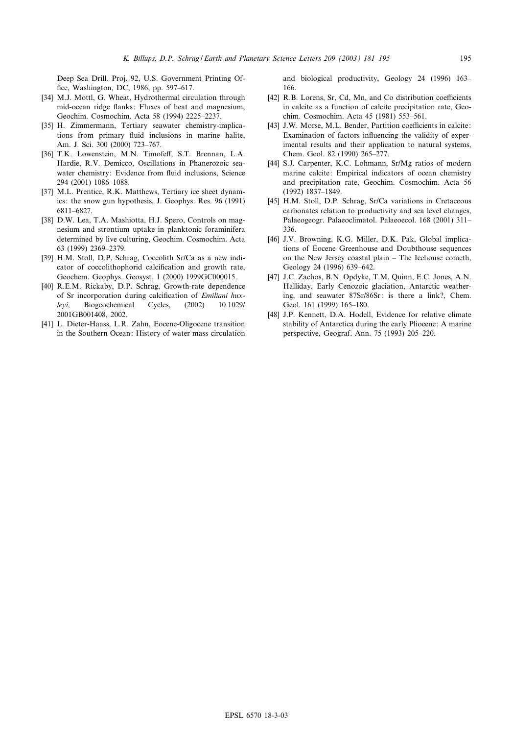Deep Sea Drill. Proj. 92, U.S. Government Printing Office, Washington, DC, 1986, pp. 597–617.

[34] M.J. Mottl, G. Wheat, Hydrothermal circulation through mid-ocean ridge flanks: Fluxes of heat and magnesium, Geochim. Cosmochim. Acta 58 (1994) 2225–2237.

[35] H. Zimmermann, Tertiary seawater chemistry-implications from primary fluid inclusions in marine halite, Am. J. Sci. 300 (2000) 723–767.

[36] T.K. Lowenstein, M.N. Timofeff, S.T. Brennan, L.A. Hardie, R.V. Demicco, Oscillations in Phanerozoic seawater chemistry: Evidence from fluid inclusions, Science 294 (2001) 1086–1088.

[37] M.L. Prentice, R.K. Matthews, Tertiary ice sheet dynamics: the snow gun hypothesis, J. Geophys. Res. 96 (1991) 6811–6827.

[38] D.W. Lea, T.A. Mashiotta, H.J. Spero, Controls on magnesium and strontium uptake in planktonic foraminifera determined by live culturing, Geochim. Cosmochim. Acta 63 (1999) 2369–2379.

[39] H.M. Stoll, D.P. Schrag, Coccolith Sr/Ca as a new indicator of coccolithophorid calcification and growth rate, Geochem. Geophys. Geosyst. 1 (2000) 1999GC000015.

[40] R.E.M. Rickaby, D.P. Schrag, Growth-rate dependence of Sr incorporation during calcification of *Emiliani huxleyi*, Biogeochemical Cycles, (2002) 10.1029/2001GB001408, 2002.

[41] L. Dieter-Haass, L.R. Zahn, Eocene-Oligocene transition in the Southern Ocean: History of water mass circulation and biological productivity, Geology 24 (1996) 163–166.

[42] R.B. Lorens, Sr, Cd, Mn, and Co distribution coefficients in calcite as a function of calcite precipitation rate, Geochim. Cosmochim. Acta 45 (1981) 553–561.

[43] J.W. Morse, M.L. Bender, Partition coefficients in calcite: Examination of factors influencing the validity of experimental results and their application to natural systems, Chem. Geol. 82 (1990) 265–277.

[44] S.J. Carpenter, K.C. Lohmann, Sr/Mg ratios of modern marine calcite: Empirical indicators of ocean chemistry and precipitation rate, Geochim. Cosmochim. Acta 56 (1992) 1837–1849.

[45] H.M. Stoll, D.P. Schrag, Sr/Ca variations in Cretaceous carbonates relation to productivity and sea level changes, Palaeogeogr. Palaeoclimatol. Palaeoecol. 168 (2001) 311–336.

[46] J.V. Browning, K.G. Miller, D.K. Pak, Global implications of Eocene Greenhouse and Doubthouse sequences on the New Jersey coastal plain – The Icehouse cometh, Geology 24 (1996) 639–642.

[47] J.C. Zachos, B.N. Opdyke, T.M. Quinn, E.C. Jones, A.N. Halliday, Early Cenozoic glaciation, Antarctic weathering, and seawater 87Sr/86Sr: is there a link?, Chem. Geol. 161 (1999) 165–180.

[48] J.P. Kennett, D.A. Hodell, Evidence for relative climate stability of Antarctica during the early Pliocene: A marine perspective, Geograf. Ann. 75 (1993) 205–220.